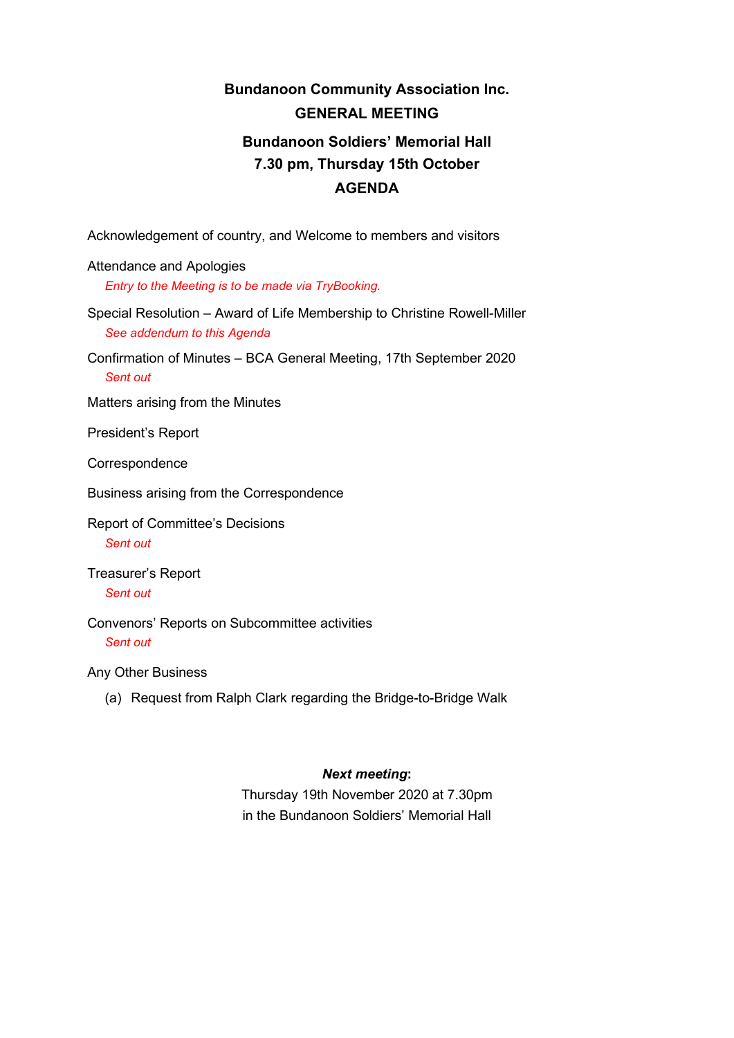# Bundanoon Community Association Inc.

## GENERAL MEETING

### Bundanoon Soldiers' Memorial Hall

### 7.30 pm, Thursday 15th October

### AGENDA

Acknowledgement of country, and Welcome to members and visitors

Attendance and Apologies

*Entry to the Meeting is to be made via TryBooking.*

Special Resolution – Award of Life Membership to Christine Rowell-Miller

*See addendum to this Agenda*

Confirmation of Minutes – BCA General Meeting, 17th September 2020

*Sent out*

Matters arising from the Minutes

President's Report

Correspondence

Business arising from the Correspondence

Report of Committee's Decisions

*Sent out*

Treasurer's Report

*Sent out*

Convenors' Reports on Subcommittee activities

*Sent out*

Any Other Business

(a) Request from Ralph Clark regarding the Bridge-to-Bridge Walk

***Next meeting*:**

Thursday 19th November 2020 at 7.30pm

in the Bundanoon Soldiers' Memorial Hall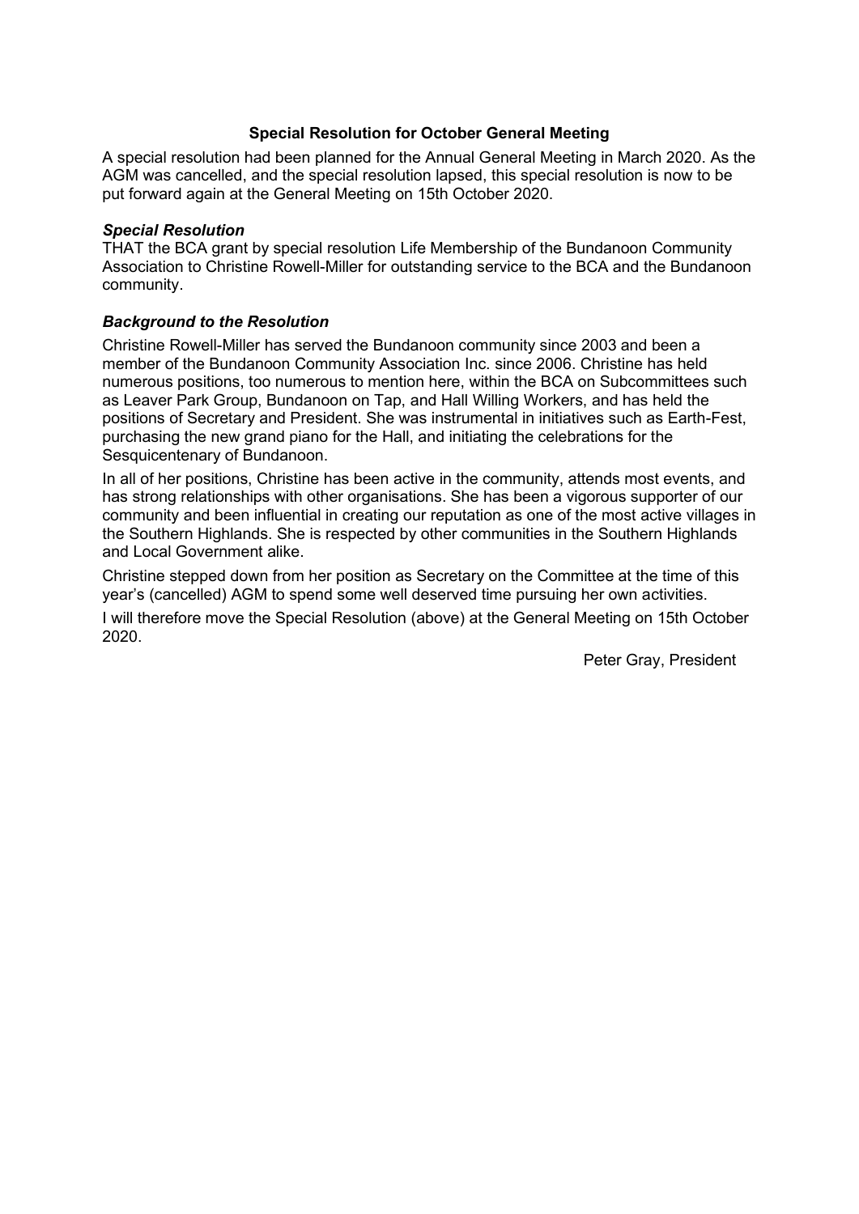## Special Resolution for October General Meeting

A special resolution had been planned for the Annual General Meeting in March 2020. As the AGM was cancelled, and the special resolution lapsed, this special resolution is now to be put forward again at the General Meeting on 15th October 2020.

### *Special Resolution*

THAT the BCA grant by special resolution Life Membership of the Bundanoon Community Association to Christine Rowell-Miller for outstanding service to the BCA and the Bundanoon community.

### *Background to the Resolution*

Christine Rowell-Miller has served the Bundanoon community since 2003 and been a member of the Bundanoon Community Association Inc. since 2006. Christine has held numerous positions, too numerous to mention here, within the BCA on Subcommittees such as Leaver Park Group, Bundanoon on Tap, and Hall Willing Workers, and has held the positions of Secretary and President. She was instrumental in initiatives such as Earth-Fest, purchasing the new grand piano for the Hall, and initiating the celebrations for the Sesquicentenary of Bundanoon.

In all of her positions, Christine has been active in the community, attends most events, and has strong relationships with other organisations. She has been a vigorous supporter of our community and been influential in creating our reputation as one of the most active villages in the Southern Highlands. She is respected by other communities in the Southern Highlands and Local Government alike.

Christine stepped down from her position as Secretary on the Committee at the time of this year's (cancelled) AGM to spend some well deserved time pursuing her own activities.

I will therefore move the Special Resolution (above) at the General Meeting on 15th October 2020.

Peter Gray, President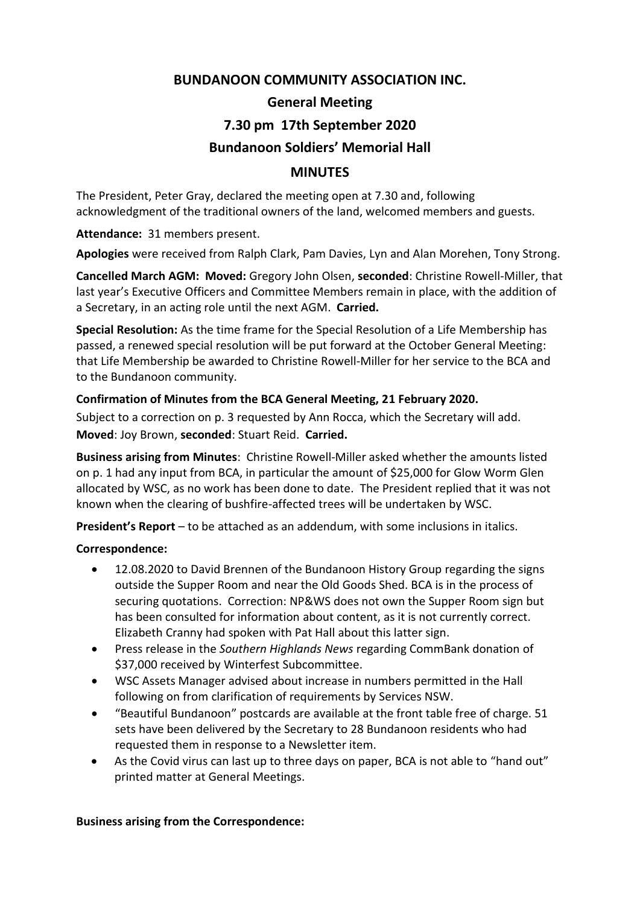# BUNDANOON COMMUNITY ASSOCIATION INC.

## General Meeting

## 7.30 pm 17th September 2020

## Bundanoon Soldiers' Memorial Hall

## MINUTES

The President, Peter Gray, declared the meeting open at 7.30 and, following acknowledgment of the traditional owners of the land, welcomed members and guests.

**Attendance:** 31 members present.

**Apologies** were received from Ralph Clark, Pam Davies, Lyn and Alan Morehen, Tony Strong.

**Cancelled March AGM: Moved:** Gregory John Olsen, **seconded**: Christine Rowell-Miller, that last year's Executive Officers and Committee Members remain in place, with the addition of a Secretary, in an acting role until the next AGM. **Carried.**

**Special Resolution:** As the time frame for the Special Resolution of a Life Membership has passed, a renewed special resolution will be put forward at the October General Meeting: that Life Membership be awarded to Christine Rowell-Miller for her service to the BCA and to the Bundanoon community.

**Confirmation of Minutes from the BCA General Meeting, 21 February 2020.**

Subject to a correction on p. 3 requested by Ann Rocca, which the Secretary will add.
**Moved**: Joy Brown, **seconded**: Stuart Reid. **Carried.**

**Business arising from Minutes**: Christine Rowell-Miller asked whether the amounts listed on p. 1 had any input from BCA, in particular the amount of $25,000 for Glow Worm Glen allocated by WSC, as no work has been done to date. The President replied that it was not known when the clearing of bushfire-affected trees will be undertaken by WSC.

**President's Report** – to be attached as an addendum, with some inclusions in italics.

**Correspondence:**

- 12.08.2020 to David Brennen of the Bundanoon History Group regarding the signs outside the Supper Room and near the Old Goods Shed. BCA is in the process of securing quotations. Correction: NP&WS does not own the Supper Room sign but has been consulted for information about content, as it is not currently correct. Elizabeth Cranny had spoken with Pat Hall about this latter sign.
- Press release in the *Southern Highlands News* regarding CommBank donation of $37,000 received by Winterfest Subcommittee.
- WSC Assets Manager advised about increase in numbers permitted in the Hall following on from clarification of requirements by Services NSW.
- "Beautiful Bundanoon" postcards are available at the front table free of charge. 51 sets have been delivered by the Secretary to 28 Bundanoon residents who had requested them in response to a Newsletter item.
- As the Covid virus can last up to three days on paper, BCA is not able to "hand out" printed matter at General Meetings.

**Business arising from the Correspondence:**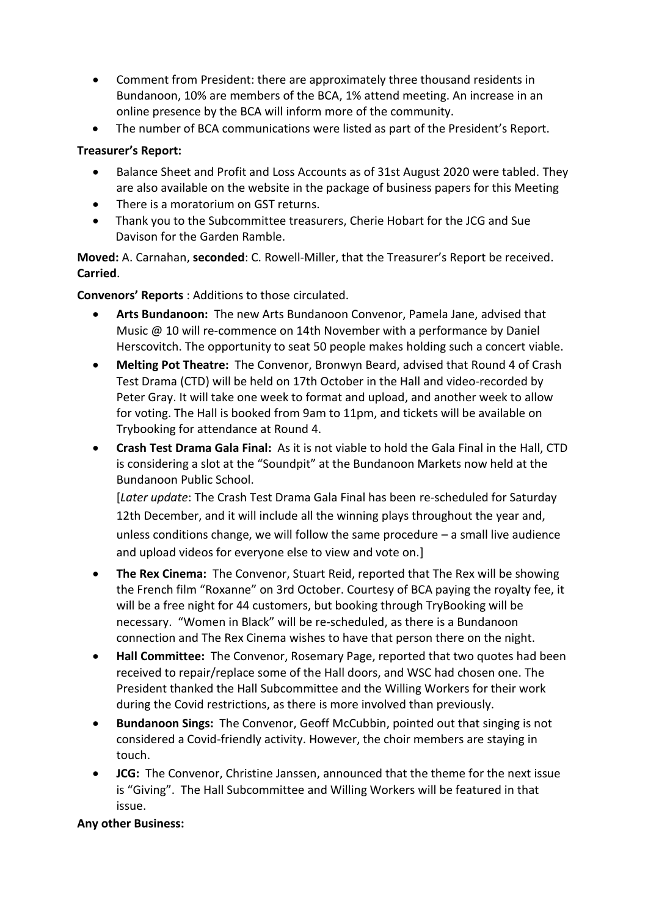- Comment from President: there are approximately three thousand residents in Bundanoon, 10% are members of the BCA, 1% attend meeting. An increase in an online presence by the BCA will inform more of the community.
- The number of BCA communications were listed as part of the President's Report.

**Treasurer's Report:**

- Balance Sheet and Profit and Loss Accounts as of 31st August 2020 were tabled. They are also available on the website in the package of business papers for this Meeting
- There is a moratorium on GST returns.
- Thank you to the Subcommittee treasurers, Cherie Hobart for the JCG and Sue Davison for the Garden Ramble.

**Moved:** A. Carnahan, **seconded**: C. Rowell-Miller, that the Treasurer's Report be received. **Carried**.

**Convenors' Reports** : Additions to those circulated.

- **Arts Bundanoon:** The new Arts Bundanoon Convenor, Pamela Jane, advised that Music @ 10 will re-commence on 14th November with a performance by Daniel Herscovitch. The opportunity to seat 50 people makes holding such a concert viable.
- **Melting Pot Theatre:** The Convenor, Bronwyn Beard, advised that Round 4 of Crash Test Drama (CTD) will be held on 17th October in the Hall and video-recorded by Peter Gray. It will take one week to format and upload, and another week to allow for voting. The Hall is booked from 9am to 11pm, and tickets will be available on Trybooking for attendance at Round 4.
- **Crash Test Drama Gala Final:** As it is not viable to hold the Gala Final in the Hall, CTD is considering a slot at the "Soundpit" at the Bundanoon Markets now held at the Bundanoon Public School.

  [*Later update*: The Crash Test Drama Gala Final has been re-scheduled for Saturday 12th December, and it will include all the winning plays throughout the year and, unless conditions change, we will follow the same procedure – a small live audience and upload videos for everyone else to view and vote on.]
- **The Rex Cinema:** The Convenor, Stuart Reid, reported that The Rex will be showing the French film "Roxanne" on 3rd October. Courtesy of BCA paying the royalty fee, it will be a free night for 44 customers, but booking through TryBooking will be necessary. "Women in Black" will be re-scheduled, as there is a Bundanoon connection and The Rex Cinema wishes to have that person there on the night.
- **Hall Committee:** The Convenor, Rosemary Page, reported that two quotes had been received to repair/replace some of the Hall doors, and WSC had chosen one. The President thanked the Hall Subcommittee and the Willing Workers for their work during the Covid restrictions, as there is more involved than previously.
- **Bundanoon Sings:** The Convenor, Geoff McCubbin, pointed out that singing is not considered a Covid-friendly activity. However, the choir members are staying in touch.
- **JCG:** The Convenor, Christine Janssen, announced that the theme for the next issue is "Giving". The Hall Subcommittee and Willing Workers will be featured in that issue.

**Any other Business:**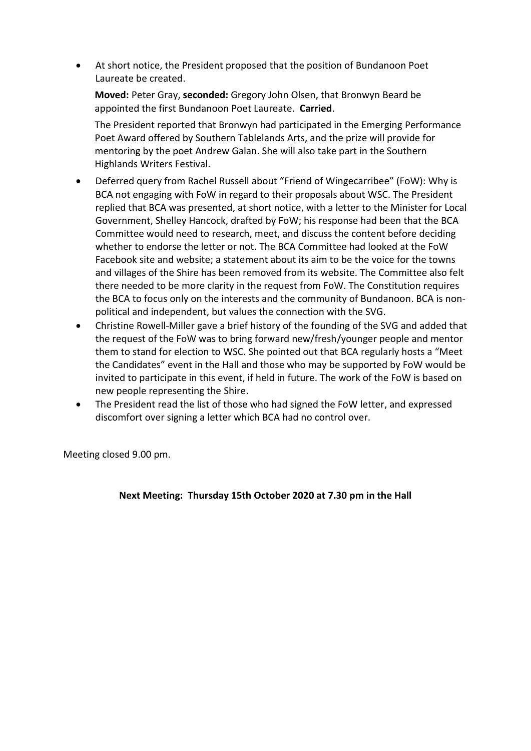- At short notice, the President proposed that the position of Bundanoon Poet Laureate be created.

  **Moved:** Peter Gray, **seconded:** Gregory John Olsen, that Bronwyn Beard be appointed the first Bundanoon Poet Laureate. **Carried**.

  The President reported that Bronwyn had participated in the Emerging Performance Poet Award offered by Southern Tablelands Arts, and the prize will provide for mentoring by the poet Andrew Galan. She will also take part in the Southern Highlands Writers Festival.

- Deferred query from Rachel Russell about "Friend of Wingecarribee" (FoW): Why is BCA not engaging with FoW in regard to their proposals about WSC. The President replied that BCA was presented, at short notice, with a letter to the Minister for Local Government, Shelley Hancock, drafted by FoW; his response had been that the BCA Committee would need to research, meet, and discuss the content before deciding whether to endorse the letter or not. The BCA Committee had looked at the FoW Facebook site and website; a statement about its aim to be the voice for the towns and villages of the Shire has been removed from its website. The Committee also felt there needed to be more clarity in the request from FoW. The Constitution requires the BCA to focus only on the interests and the community of Bundanoon. BCA is non-political and independent, but values the connection with the SVG.
- Christine Rowell-Miller gave a brief history of the founding of the SVG and added that the request of the FoW was to bring forward new/fresh/younger people and mentor them to stand for election to WSC. She pointed out that BCA regularly hosts a "Meet the Candidates" event in the Hall and those who may be supported by FoW would be invited to participate in this event, if held in future. The work of the FoW is based on new people representing the Shire.
- The President read the list of those who had signed the FoW letter, and expressed discomfort over signing a letter which BCA had no control over.

Meeting closed 9.00 pm.

**Next Meeting: Thursday 15th October 2020 at 7.30 pm in the Hall**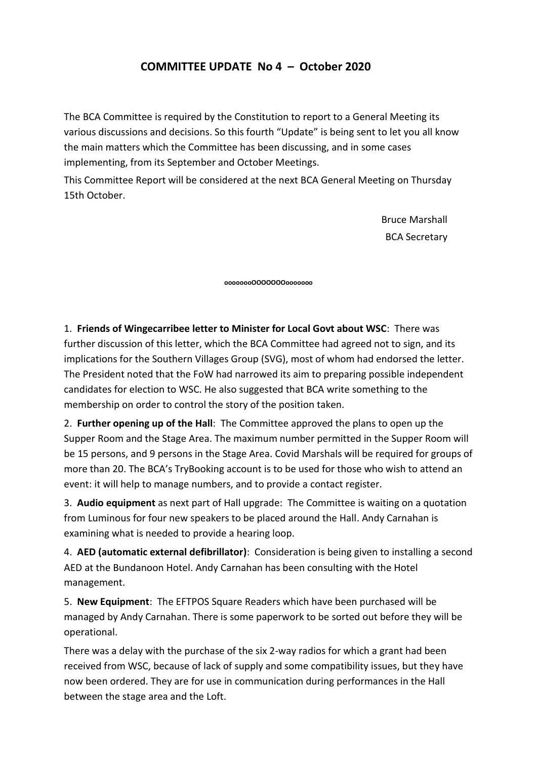# COMMITTEE UPDATE No 4 – October 2020

The BCA Committee is required by the Constitution to report to a General Meeting its various discussions and decisions. So this fourth "Update" is being sent to let you all know the main matters which the Committee has been discussing, and in some cases implementing, from its September and October Meetings.

This Committee Report will be considered at the next BCA General Meeting on Thursday 15th October.

Bruce Marshall
BCA Secretary

oooooooOOOOOOOooooooo

1. **Friends of Wingecarribee letter to Minister for Local Govt about WSC**: There was further discussion of this letter, which the BCA Committee had agreed not to sign, and its implications for the Southern Villages Group (SVG), most of whom had endorsed the letter. The President noted that the FoW had narrowed its aim to preparing possible independent candidates for election to WSC. He also suggested that BCA write something to the membership on order to control the story of the position taken.

2. **Further opening up of the Hall**: The Committee approved the plans to open up the Supper Room and the Stage Area. The maximum number permitted in the Supper Room will be 15 persons, and 9 persons in the Stage Area. Covid Marshals will be required for groups of more than 20. The BCA's TryBooking account is to be used for those who wish to attend an event: it will help to manage numbers, and to provide a contact register.

3. **Audio equipment** as next part of Hall upgrade: The Committee is waiting on a quotation from Luminous for four new speakers to be placed around the Hall. Andy Carnahan is examining what is needed to provide a hearing loop.

4. **AED (automatic external defibrillator)**: Consideration is being given to installing a second AED at the Bundanoon Hotel. Andy Carnahan has been consulting with the Hotel management.

5. **New Equipment**: The EFTPOS Square Readers which have been purchased will be managed by Andy Carnahan. There is some paperwork to be sorted out before they will be operational.

There was a delay with the purchase of the six 2-way radios for which a grant had been received from WSC, because of lack of supply and some compatibility issues, but they have now been ordered. They are for use in communication during performances in the Hall between the stage area and the Loft.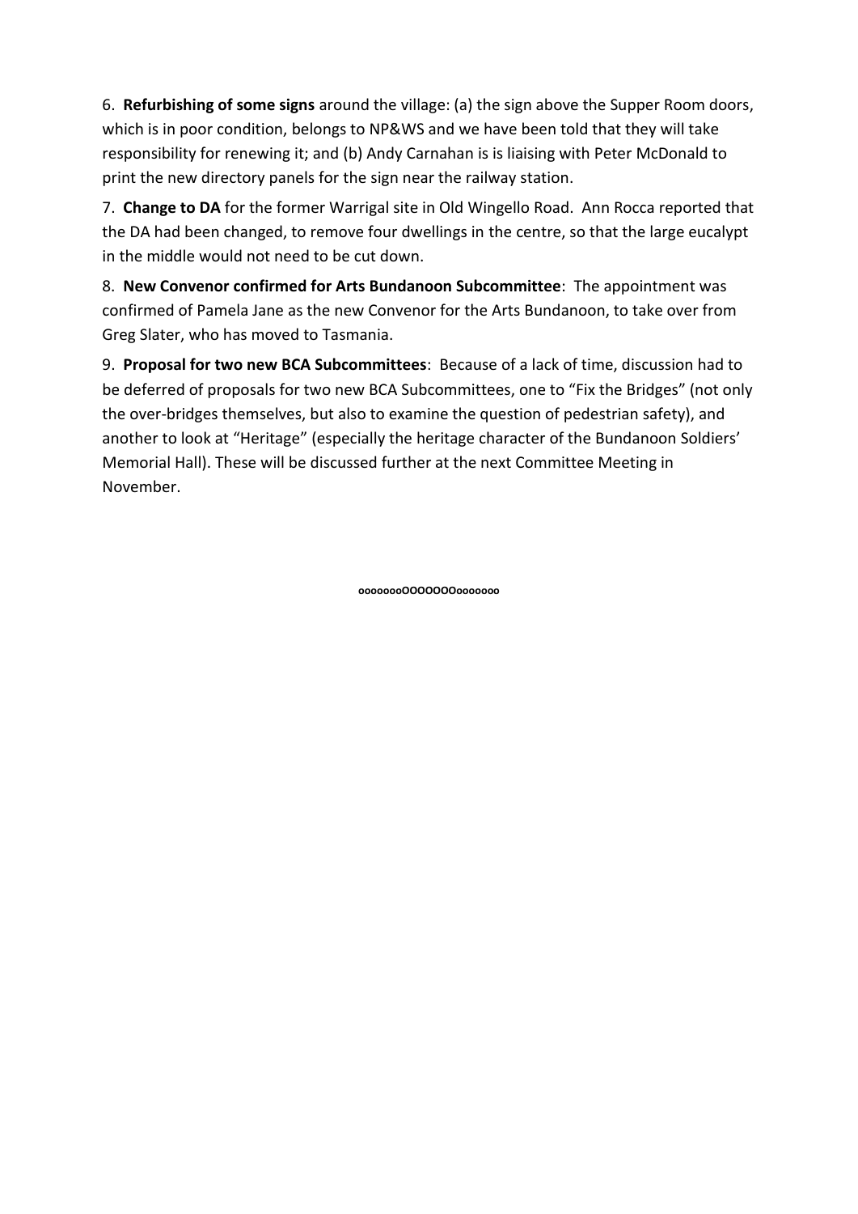6. **Refurbishing of some signs** around the village: (a) the sign above the Supper Room doors, which is in poor condition, belongs to NP&WS and we have been told that they will take responsibility for renewing it; and (b) Andy Carnahan is is liaising with Peter McDonald to print the new directory panels for the sign near the railway station.

7. **Change to DA** for the former Warrigal site in Old Wingello Road. Ann Rocca reported that the DA had been changed, to remove four dwellings in the centre, so that the large eucalypt in the middle would not need to be cut down.

8. **New Convenor confirmed for Arts Bundanoon Subcommittee**: The appointment was confirmed of Pamela Jane as the new Convenor for the Arts Bundanoon, to take over from Greg Slater, who has moved to Tasmania.

9. **Proposal for two new BCA Subcommittees**: Because of a lack of time, discussion had to be deferred of proposals for two new BCA Subcommittees, one to "Fix the Bridges" (not only the over-bridges themselves, but also to examine the question of pedestrian safety), and another to look at "Heritage" (especially the heritage character of the Bundanoon Soldiers' Memorial Hall). These will be discussed further at the next Committee Meeting in November.

oooooooOOOOOOOooooooo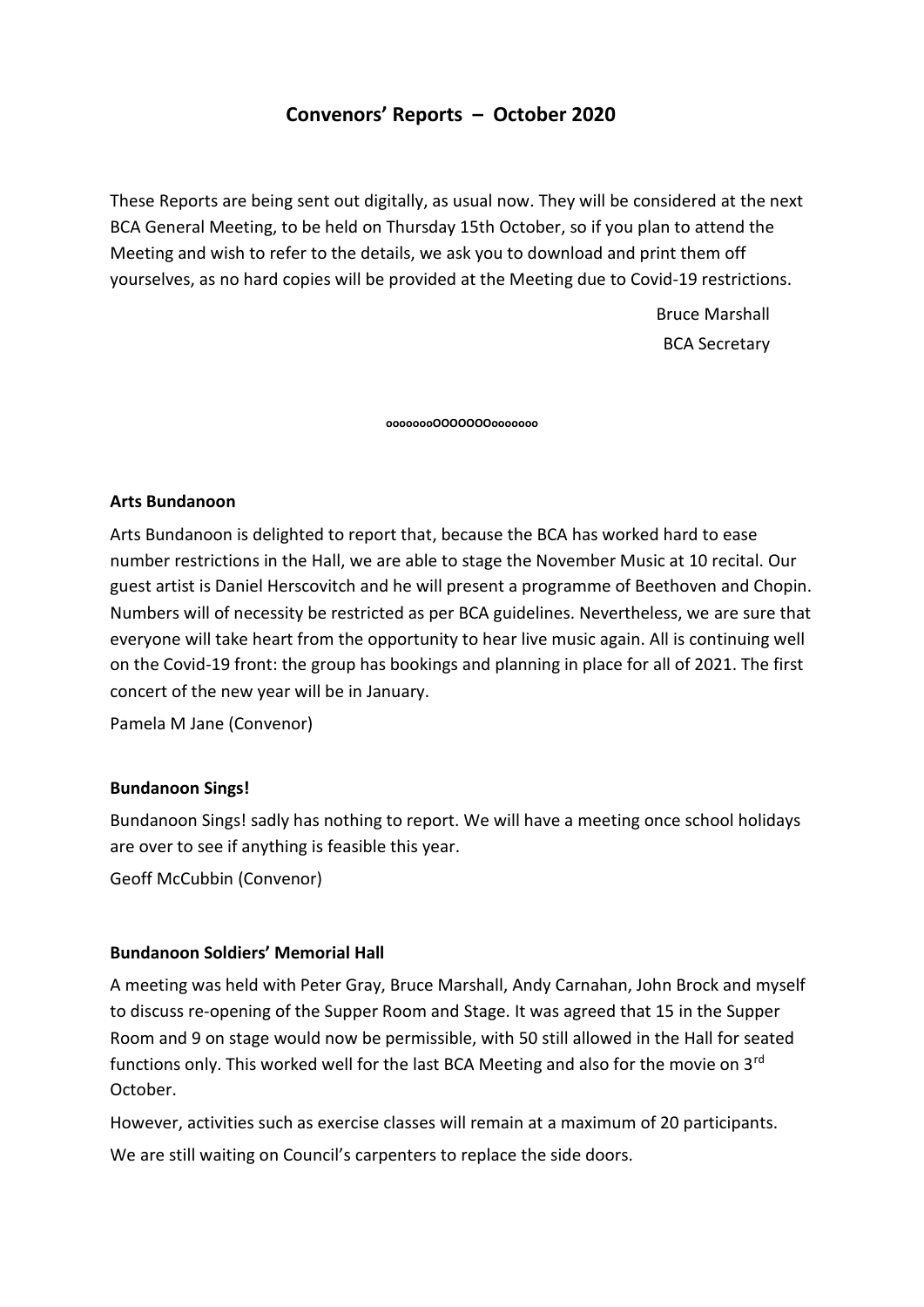# Convenors' Reports – October 2020

These Reports are being sent out digitally, as usual now. They will be considered at the next BCA General Meeting, to be held on Thursday 15th October, so if you plan to attend the Meeting and wish to refer to the details, we ask you to download and print them off yourselves, as no hard copies will be provided at the Meeting due to Covid-19 restrictions.

Bruce Marshall
BCA Secretary

oooooooOOOOOOOooooooo

### Arts Bundanoon

Arts Bundanoon is delighted to report that, because the BCA has worked hard to ease number restrictions in the Hall, we are able to stage the November Music at 10 recital. Our guest artist is Daniel Herscovitch and he will present a programme of Beethoven and Chopin. Numbers will of necessity be restricted as per BCA guidelines. Nevertheless, we are sure that everyone will take heart from the opportunity to hear live music again. All is continuing well on the Covid-19 front: the group has bookings and planning in place for all of 2021. The first concert of the new year will be in January.

Pamela M Jane (Convenor)

### Bundanoon Sings!

Bundanoon Sings! sadly has nothing to report. We will have a meeting once school holidays are over to see if anything is feasible this year.

Geoff McCubbin (Convenor)

### Bundanoon Soldiers' Memorial Hall

A meeting was held with Peter Gray, Bruce Marshall, Andy Carnahan, John Brock and myself to discuss re-opening of the Supper Room and Stage. It was agreed that 15 in the Supper Room and 9 on stage would now be permissible, with 50 still allowed in the Hall for seated functions only. This worked well for the last BCA Meeting and also for the movie on 3rd October.

However, activities such as exercise classes will remain at a maximum of 20 participants.

We are still waiting on Council's carpenters to replace the side doors.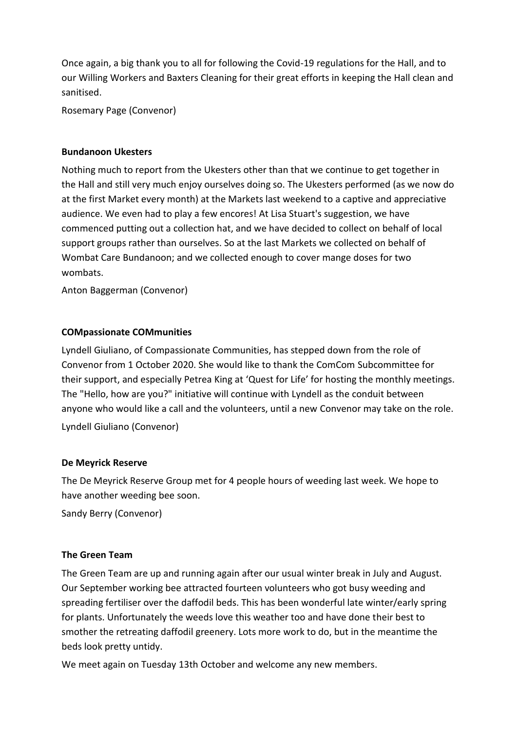Once again, a big thank you to all for following the Covid-19 regulations for the Hall, and to our Willing Workers and Baxters Cleaning for their great efforts in keeping the Hall clean and sanitised.

Rosemary Page (Convenor)

**Bundanoon Ukesters**

Nothing much to report from the Ukesters other than that we continue to get together in the Hall and still very much enjoy ourselves doing so. The Ukesters performed (as we now do at the first Market every month) at the Markets last weekend to a captive and appreciative audience. We even had to play a few encores! At Lisa Stuart's suggestion, we have commenced putting out a collection hat, and we have decided to collect on behalf of local support groups rather than ourselves. So at the last Markets we collected on behalf of Wombat Care Bundanoon; and we collected enough to cover mange doses for two wombats.

Anton Baggerman (Convenor)

**COMpassionate COMmunities**

Lyndell Giuliano, of Compassionate Communities, has stepped down from the role of Convenor from 1 October 2020. She would like to thank the ComCom Subcommittee for their support, and especially Petrea King at 'Quest for Life' for hosting the monthly meetings. The "Hello, how are you?" initiative will continue with Lyndell as the conduit between anyone who would like a call and the volunteers, until a new Convenor may take on the role.

Lyndell Giuliano (Convenor)

**De Meyrick Reserve**

The De Meyrick Reserve Group met for 4 people hours of weeding last week. We hope to have another weeding bee soon.

Sandy Berry (Convenor)

**The Green Team**

The Green Team are up and running again after our usual winter break in July and August. Our September working bee attracted fourteen volunteers who got busy weeding and spreading fertiliser over the daffodil beds. This has been wonderful late winter/early spring for plants. Unfortunately the weeds love this weather too and have done their best to smother the retreating daffodil greenery. Lots more work to do, but in the meantime the beds look pretty untidy.

We meet again on Tuesday 13th October and welcome any new members.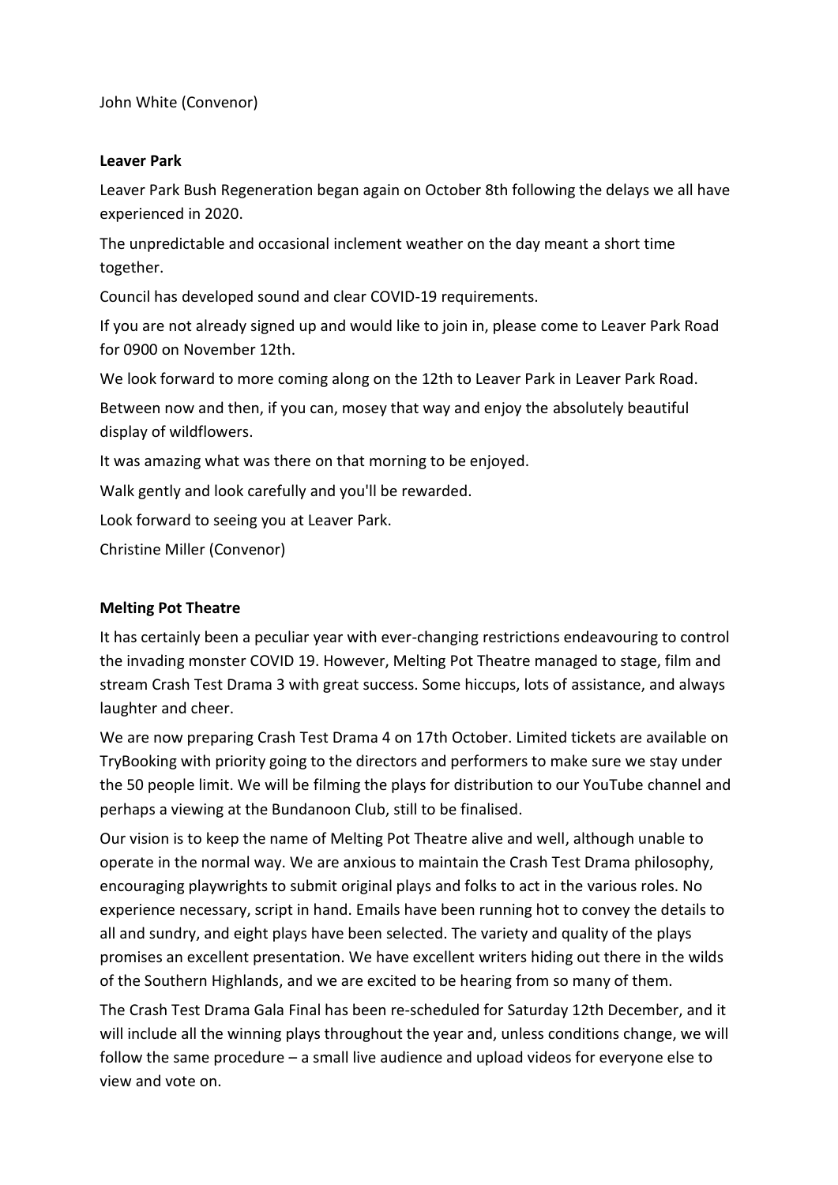John White (Convenor)

**Leaver Park**

Leaver Park Bush Regeneration began again on October 8th following the delays we all have experienced in 2020.

The unpredictable and occasional inclement weather on the day meant a short time together.

Council has developed sound and clear COVID-19 requirements.

If you are not already signed up and would like to join in, please come to Leaver Park Road for 0900 on November 12th.

We look forward to more coming along on the 12th to Leaver Park in Leaver Park Road.

Between now and then, if you can, mosey that way and enjoy the absolutely beautiful display of wildflowers.

It was amazing what was there on that morning to be enjoyed.

Walk gently and look carefully and you'll be rewarded.

Look forward to seeing you at Leaver Park.

Christine Miller (Convenor)

**Melting Pot Theatre**

It has certainly been a peculiar year with ever-changing restrictions endeavouring to control the invading monster COVID 19. However, Melting Pot Theatre managed to stage, film and stream Crash Test Drama 3 with great success. Some hiccups, lots of assistance, and always laughter and cheer.

We are now preparing Crash Test Drama 4 on 17th October. Limited tickets are available on TryBooking with priority going to the directors and performers to make sure we stay under the 50 people limit. We will be filming the plays for distribution to our YouTube channel and perhaps a viewing at the Bundanoon Club, still to be finalised.

Our vision is to keep the name of Melting Pot Theatre alive and well, although unable to operate in the normal way. We are anxious to maintain the Crash Test Drama philosophy, encouraging playwrights to submit original plays and folks to act in the various roles. No experience necessary, script in hand. Emails have been running hot to convey the details to all and sundry, and eight plays have been selected. The variety and quality of the plays promises an excellent presentation. We have excellent writers hiding out there in the wilds of the Southern Highlands, and we are excited to be hearing from so many of them.

The Crash Test Drama Gala Final has been re-scheduled for Saturday 12th December, and it will include all the winning plays throughout the year and, unless conditions change, we will follow the same procedure – a small live audience and upload videos for everyone else to view and vote on.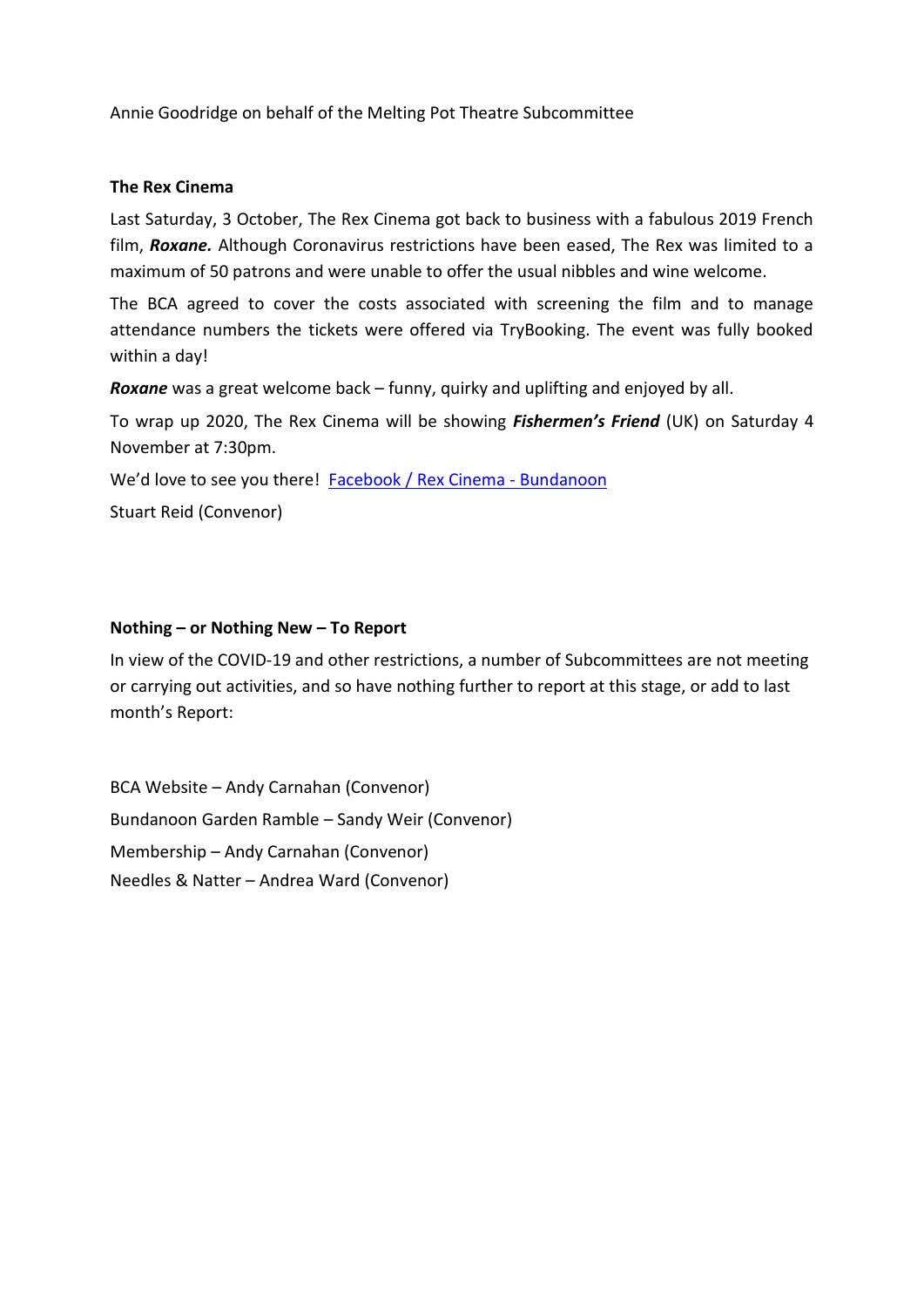Annie Goodridge on behalf of the Melting Pot Theatre Subcommittee

**The Rex Cinema**

Last Saturday, 3 October, The Rex Cinema got back to business with a fabulous 2019 French film, ***Roxane.*** Although Coronavirus restrictions have been eased, The Rex was limited to a maximum of 50 patrons and were unable to offer the usual nibbles and wine welcome.

The BCA agreed to cover the costs associated with screening the film and to manage attendance numbers the tickets were offered via TryBooking. The event was fully booked within a day!

***Roxane*** was a great welcome back – funny, quirky and uplifting and enjoyed by all.

To wrap up 2020, The Rex Cinema will be showing ***Fishermen's Friend*** (UK) on Saturday 4 November at 7:30pm.

We'd love to see you there! [Facebook / Rex Cinema - Bundanoon]()

Stuart Reid (Convenor)

**Nothing – or Nothing New – To Report**

In view of the COVID-19 and other restrictions, a number of Subcommittees are not meeting or carrying out activities, and so have nothing further to report at this stage, or add to last month's Report:

BCA Website – Andy Carnahan (Convenor)

Bundanoon Garden Ramble – Sandy Weir (Convenor)

Membership – Andy Carnahan (Convenor)

Needles & Natter – Andrea Ward (Convenor)